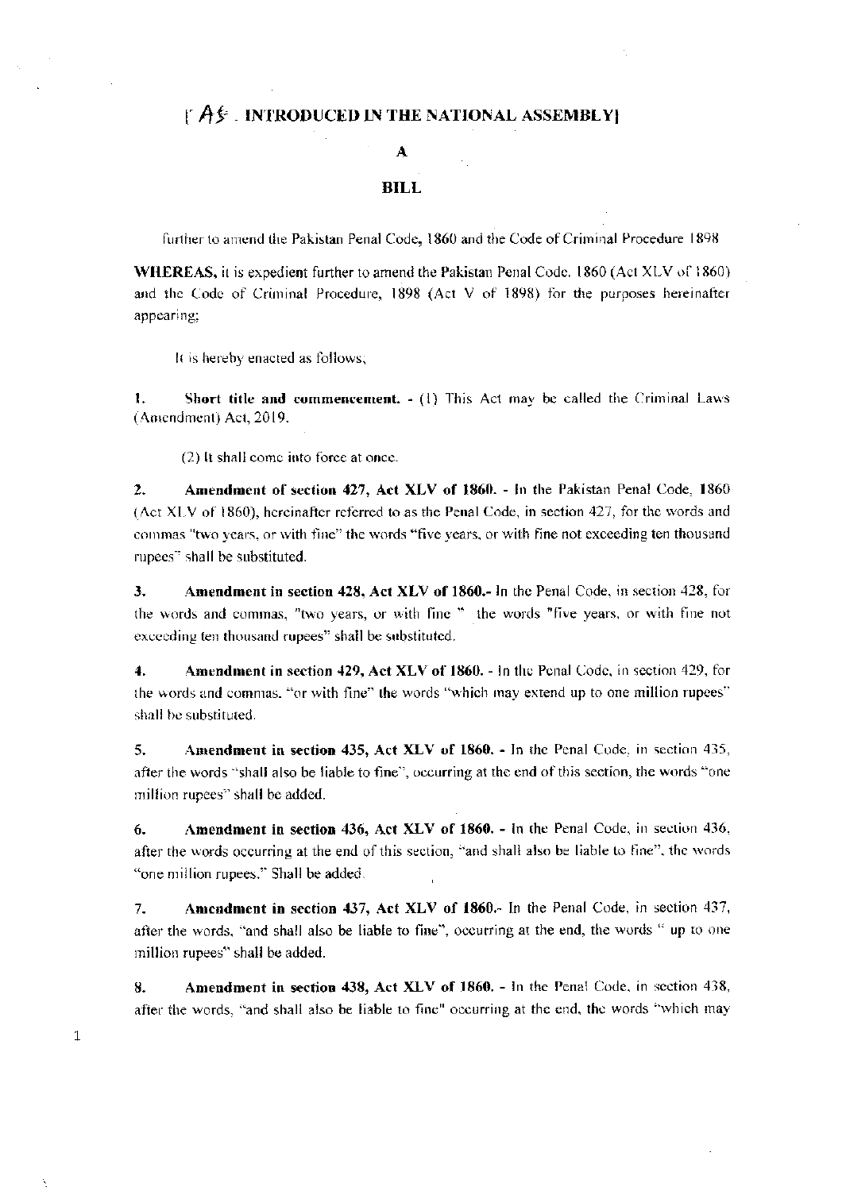[ AS . INTRODUCED IN THE NATIONAL ASSEMBLY]

**A**

**BILL**

further to amend the Pakistan Penal Code, 1860 and the Code of Criminal Procedure 1898

**WHEREAS,** it is expedient further to amend the Pakistan Penal Code. 1860 (Act XLV of 1860) and the Code of Criminal Procedure, 1898 (Act V of 1898) for the purposes hereinafter appearing;

It is hereby enacted as follows,

1. **Short title and commencement.** - (1) This Act may be called the Criminal Laws (Amendment) Act, 2019.

(2) It shall come into force at once.

2. **Amendment of section 427, Act XLV of 1860.** - In the Pakistan Penal Code, 1860 (Act XLV of 1860), hereinafter referred to as the Penal Code, in section 427, for the words and commas "two years, or with fine" the words "five years, or with fine not exceeding ten thousand rupees" shall be substituted.

3. **Amendment in section 428, Act XLV of 1860.-** In the Penal Code, in section 428, for the words and commas, "two years, or with fine " the words "five years, or with fine not exceeding ten thousand rupees" shall be substituted.

4. **Amendment in section 429, Act XLV of 1860.** - In the Penal Code, in section 429, for the words and commas. "or with fine" the words "which may extend up to one million rupees" shall be substituted.

5. **Amendment in section 435, Act XLV of 1860.** - In the Penal Code, in section 435, after the words "shall also be liable to fine", occurring at the end of this section, the words "one million rupees" shall be added.

6. **Amendment in section 436, Act XLV of 1860.** - In the Penal Code, in section 436, after the words occurring at the end of this section, "and shall also be liable to fine", the words "one million rupees." Shall be added.

7. **Amendment in section 437, Act XLV of 1860.-** In the Penal Code, in section 437, after the words, "and shall also be liable to fine", occurring at the end, the words " up to one million rupees" shall be added.

8. **Amendment in section 438, Act XLV of 1860.** - In the Penal Code, in section 438, after the words, "and shall also be liable to fine" occurring at the end, the words "which may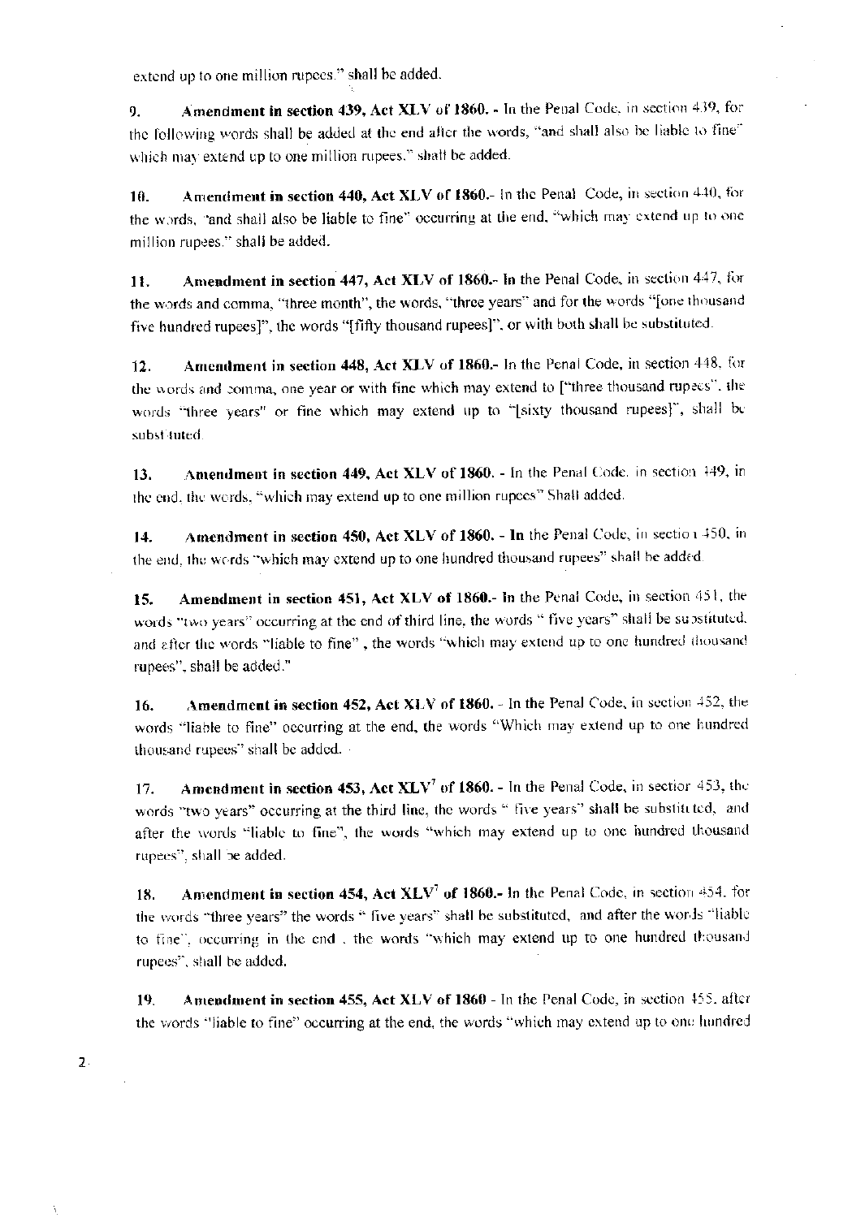extend up to one million rupees." shall be added.

9. **Amendment in section 439, Act XLV of 1860.** - In the Penal Code, in section 439, for the following words shall be added at the end after the words, "and shall also be liable to fine" which may extend up to one million rupees." shall be added.

10. **Amendment in section 440, Act XLV of 1860.**- In the Penal Code, in section 440, for the words, "and shall also be liable to fine" occurring at the end, "which may extend up to one million rupees." shall be added.

11. **Amendment in section 447, Act XLV of 1860.**- In the Penal Code, in section 447, for the words and comma, "three month", the words, "three years" and for the words "[one thousand five hundred rupees]", the words "[fifty thousand rupees]", or with both shall be substituted.

12. **Amendment in section 448, Act XLV of 1860.**- In the Penal Code, in section 448, for the words and comma, one year or with fine which may extend to ["three thousand rupees", the words "three years" or fine which may extend up to "[sixty thousand rupees]", shall be substituted.

13. **Amendment in section 449, Act XLV of 1860.** - In the Penal Code, in section 449, in the end, the words, "which may extend up to one million rupees" Shall added.

14. **Amendment in section 450, Act XLV of 1860.** - In the Penal Code, in section 450, in the end, the words "which may extend up to one hundred thousand rupees" shall be added.

15. **Amendment in section 451, Act XLV of 1860.**- In the Penal Code, in section 451, the words "two years" occurring at the end of third line, the words " five years" shall be substituted, and after the words "liable to fine" , the words "which may extend up to one hundred thousand rupees", shall be added."

16. **Amendment in section 452, Act XLV of 1860.** - In the Penal Code, in section 452, the words "liable to fine" occurring at the end, the words "Which may extend up to one hundred thousand rupees" shall be added.

17. **Amendment in section 453, Act XLV[7] of 1860.** - In the Penal Code, in section 453, the words "two years" occurring at the third line, the words " five years" shall be substituted, and after the words "liable to fine", the words "which may extend up to one hundred thousand rupees", shall be added.

18. **Amendment in section 454, Act XLV[7] of 1860.**- In the Penal Code, in section 454, for the words "three years" the words " five years" shall be substituted, and after the words "liable to fine", occurring in the end , the words "which may extend up to one hundred thousand rupees", shall be added.

19. **Amendment in section 455, Act XLV of 1860** - In the Penal Code, in section 455, after the words "liable to fine" occurring at the end, the words "which may extend up to one hundred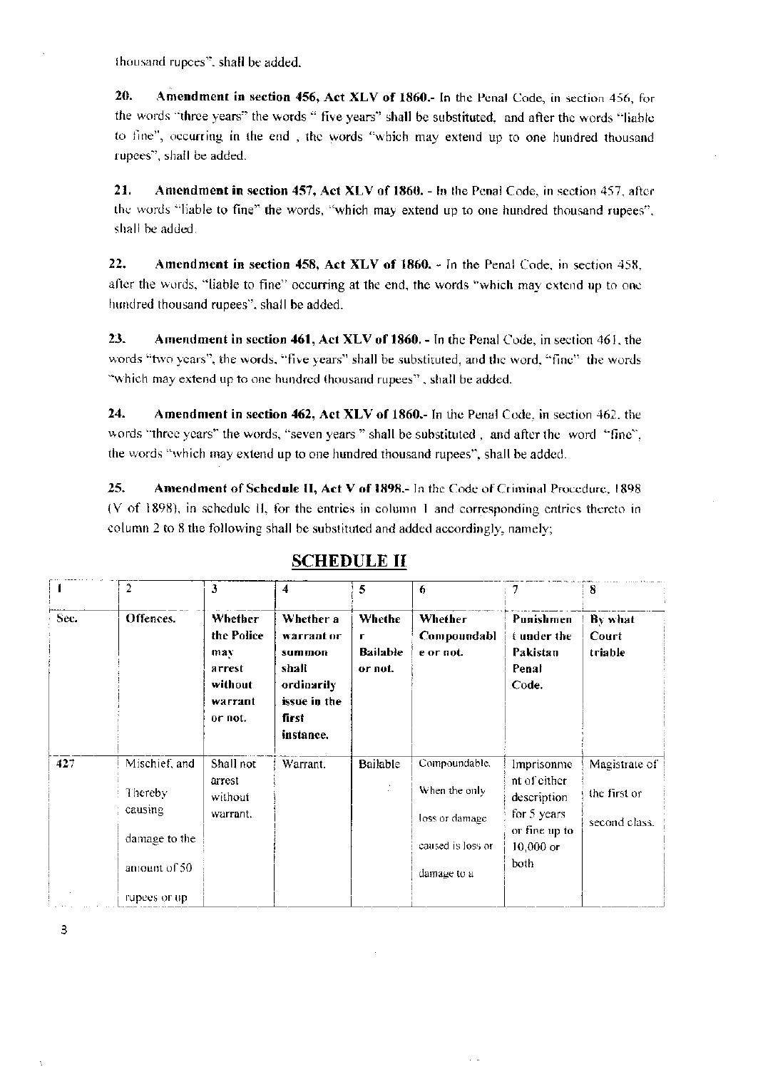thousand rupees", shall be added.

**20. Amendment in section 456, Act XLV of 1860.-** In the Penal Code, in section 456, for the words "three years" the words " five years" shall be substituted, and after the words "liable to fine", occurring in the end , the words "which may extend up to one hundred thousand rupees", shall be added.

**21. Amendment in section 457, Act XLV of 1860. -** In the Penal Code, in section 457, after the words "liable to fine" the words, "which may extend up to one hundred thousand rupees", shall be added.

**22. Amendment in section 458, Act XLV of 1860. -** In the Penal Code, in section 458, after the words, "liable to fine" occurring at the end, the words "which may extend up to one hundred thousand rupees", shall be added.

**23. Amendment in section 461, Act XLV of 1860. -** In the Penal Code, in section 461, the words "two years", the words, "five years" shall be substituted, and the word, "fine" the words "which may extend up to one hundred thousand rupees" , shall be added.

**24. Amendment in section 462, Act XLV of 1860.-** In the Penal Code, in section 462, the words "three years" the words, "seven years " shall be substituted , and after the word "fine", the words "which may extend up to one hundred thousand rupees", shall be added.

**25. Amendment of Schedule II, Act V of 1898.-** In the Code of Criminal Procedure, 1898 (V of 1898), in schedule II, for the entries in column 1 and corresponding entries thereto in column 2 to 8 the following shall be substituted and added accordingly, namely;

## SCHEDULE II

| 1 | 2 | 3 | 4 | 5 | 6 | 7 | 8 |
|---|---|---|---|---|---|---|---|
| **Sec.** | **Offences.** | **Whether the Police may arrest without warrant or not.** | **Whether a warrant or summon shall ordinarily issue in the first instance.** | **Whether Bailable or not.** | **Whether Compoundable or not.** | **Punishment under the Pakistan Penal Code.** | **By what Court triable** |
| 427 | Mischief, and Thereby causing damage to the amount of 50 rupees or up | Shall not arrest without warrant. | Warrant. | Bailable | Compoundable. When the only loss or damage caused is loss or damage to a | Imprisonment of either description for 5 years or fine up to 10,000 or both | Magistrate of the first or second class. |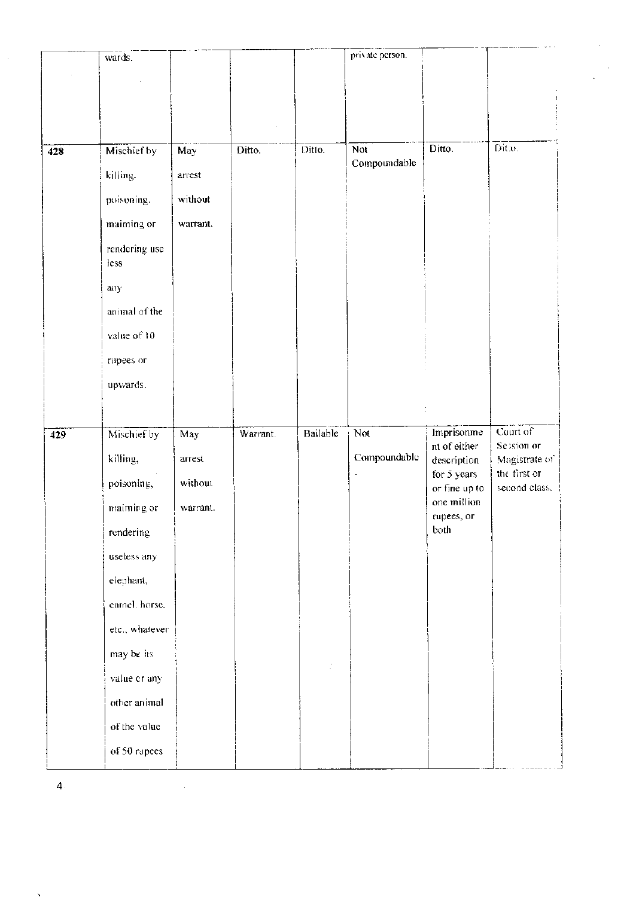|  |  |  |  |  |  |  |  |
|---|---|---|---|---|---|---|---|
|  | wards. |  |  |  | private person. |  |  |
| 428 | Mischief by killing, poisoning, maiming or rendering use less any animal of the value of 10 rupees or upwards. | May arrest without warrant. | Ditto. | Ditto. | Not Compoundable | Ditto. | Ditto. |
| 429 | Mischief by killing, poisoning, maiming or rendering useless any elephant, camel, horse, etc., whatever may be its value or any other animal of the value of 50 rupees | May arrest without warrant. | Warrant. | Bailable | Not Compoundable | Imprisonment of either description for 5 years or fine up to one million rupees, or both | Court of Session or Magistrate of the first or second class. |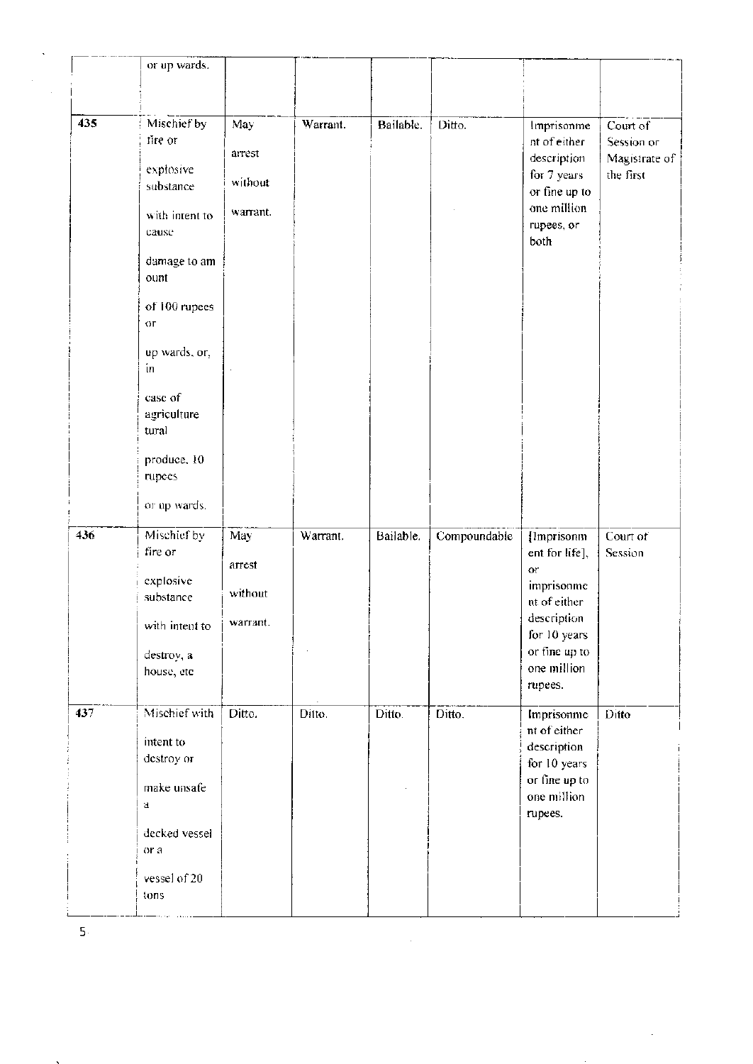| | or up wards. | | | | | | |
|---|---|---|---|---|---|---|---|
| 435 | Mischief by fire or explosive substance with intent to cause damage to amount of 100 rupees or up wards, or, in case of agriculture tural produce, 10 rupees or up wards. | May arrest without warrant. | Warrant. | Bailable. | Ditto. | Imprisonment of either description for 7 years or fine up to one million rupees, or both | Court of Session or Magistrate of the first |
| 436 | Mischief by fire or explosive substance with intent to destroy, a house, etc | May arrest without warrant. | Warrant. | Bailable. | Compoundable | [Imprisonment for life], or imprisonment of either description for 10 years or fine up to one million rupees. | Court of Session |
| 437 | Mischief with intent to destroy or make unsafe a decked vessel or a vessel of 20 tons | Ditto. | Ditto. | Ditto. | Ditto. | Imprisonment of either description for 10 years or fine up to one million rupees. | Ditto |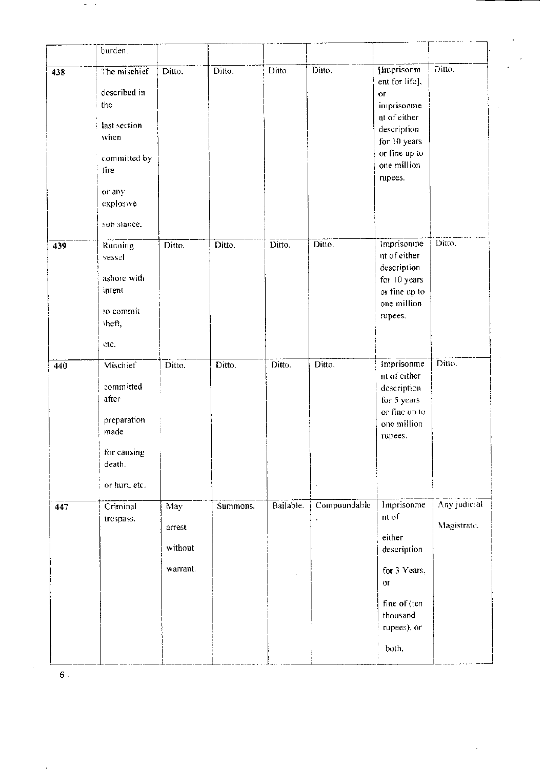| | burden. | | | | | | |
|---|---|---|---|---|---|---|---|
| 438 | The mischief described in the last section when committed by fire or any explosive sub stance. | Ditto. | Ditto. | Ditto. | Ditto. | [Imprisonment for life], or imprisonment of either description for 10 years or fine up to one million rupees. | Ditto. |
| 439 | Running vessel ashore with intent to commit theft, etc. | Ditto. | Ditto. | Ditto. | Ditto. | Imprisonment of either description for 10 years or fine up to one million rupees. | Ditto. |
| 440 | Mischief committed after preparation made for causing death, or hurt, etc. | Ditto. | Ditto. | Ditto. | Ditto. | Imprisonment of either description for 5 years or fine up to one million rupees. | Ditto. |
| 447 | Criminal trespass. | May arrest without warrant. | Summons. | Bailable. | Compoundable. | Imprisonment of either description for 3 Years, or fine of (ten thousand rupees), or both. | Any judicial Magistrate. |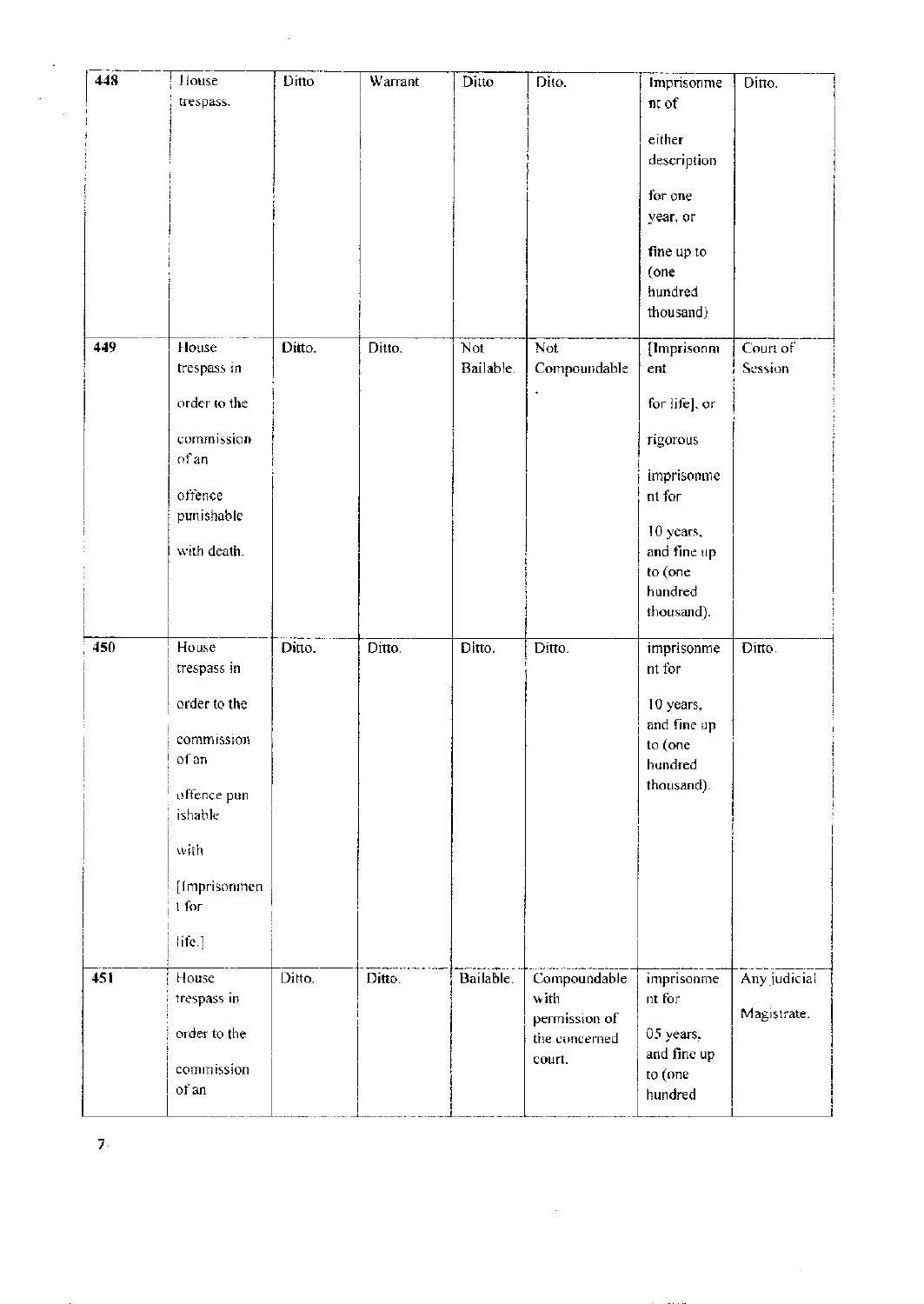| 448 | House trespass. | Ditto | Warrant | Ditto | Dito. | Imprisonment of either description for one year, or fine up to (one hundred thousand) | Ditto. |
|---|---|---|---|---|---|---|---|
| 449 | House trespass in order to the commission of an offence punishable with death. | Ditto. | Ditto. | Not Bailable. | Not Compoundable . | [Imprisonment for life], or rigorous imprisonment for 10 years, and fine up to (one hundred thousand). | Court of Session |
| 450 | House trespass in order to the commission of an offence punishable with [Imprisonment for life.] | Ditto. | Ditto. | Ditto. | Ditto. | imprisonment for 10 years, and fine up to (one hundred thousand). | Ditto. |
| 451 | House trespass in order to the commission of an | Ditto. | Ditto. | Bailable. | Compoundable with permission of the concerned court. | imprisonment for 05 years, and fine up to (one hundred | Any judicial Magistrate. |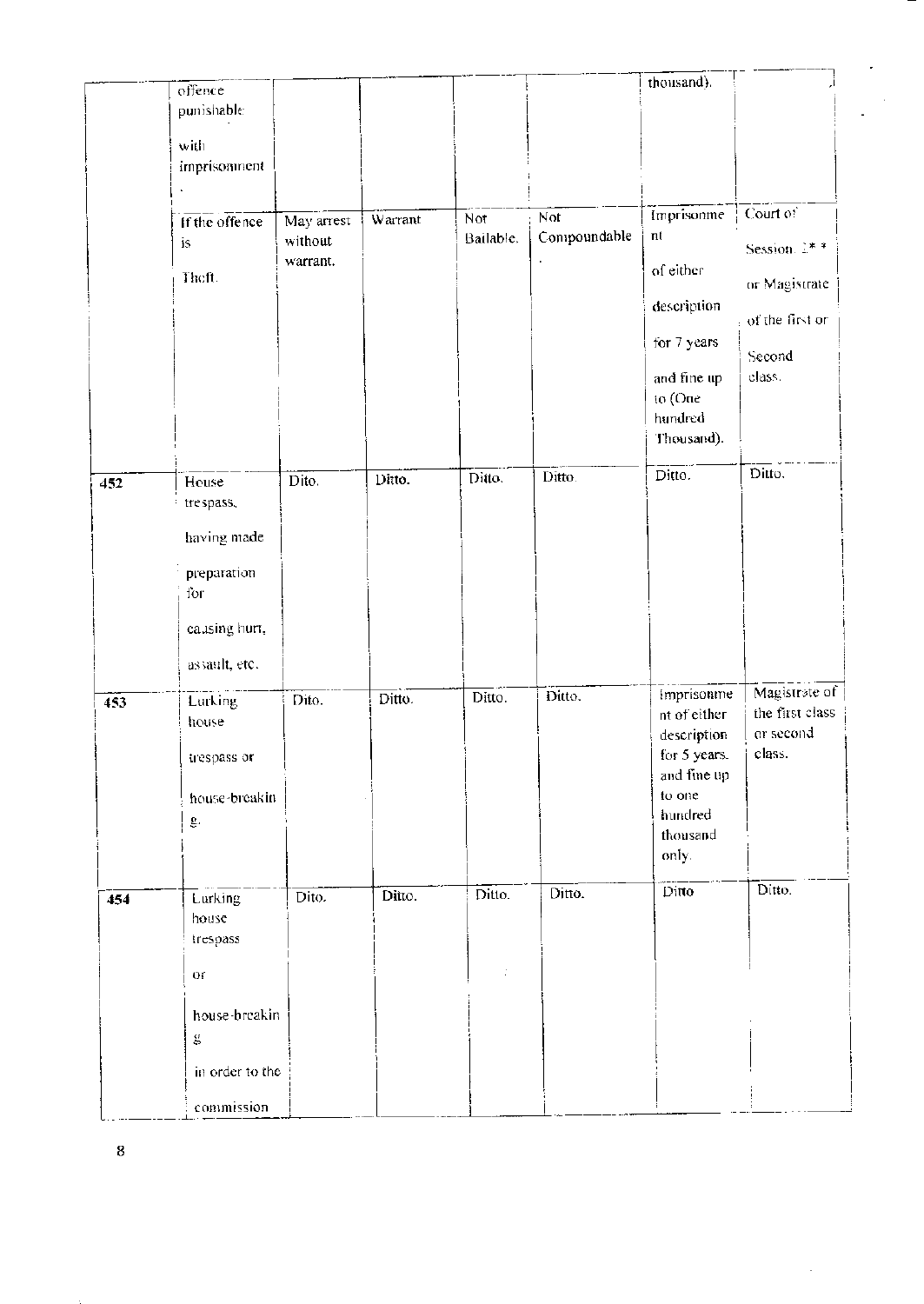| | | | | | | | |
|---|---|---|---|---|---|---|---|
| | offence punishable with imprisonment . | | | | | thousand). | |
| | If the offence is Theft. | May arrest without warrant. | Warrant | Not Bailable. | Not Compoundable . | Imprisonment of either description for 7 years and fine up to (One hundred Thousand). | Court of Session. 2* * or Magistrate of the first or Second class. |
| 452 | House trespass, having made preparation for causing hurt, assault, etc. | Dito. | Ditto. | Ditto. | Ditto | Ditto. | Ditto. |
| 453 | Lurking house trespass or house-breaking. | Dito. | Ditto. | Ditto. | Ditto. | Imprisonment of either description for 5 years. and fine up to one hundred thousand only. | Magistrate of the first class or second class. |
| 454 | Lurking house trespass or house-breaking in order to the commission | Dito. | Ditto. | Ditto. | Ditto. | Ditto | Ditto. |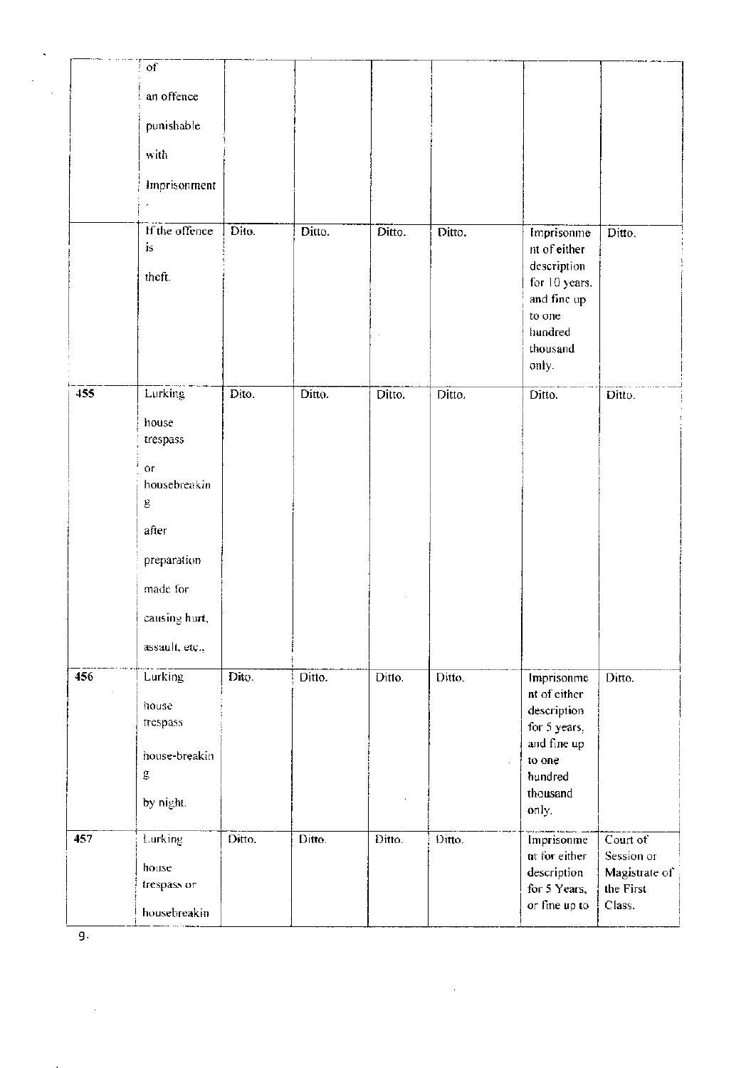| | | | | | | | |
|---|---|---|---|---|---|---|---|
| | of an offence punishable with Imprisonment . | | | | | | |
| | If the offence is theft. | Dito. | Ditto. | Ditto. | Ditto. | Imprisonment of either description for 10 years, and fine up to one hundred thousand only. | Ditto. |
| 455 | Lurking house trespass or housebreaking after preparation made for causing hurt, assault, etc., | Dito. | Ditto. | Ditto. | Ditto. | Ditto. | Ditto. |
| 456 | Lurking house trespass house-breaking by night. | Dito. | Ditto. | Ditto. | Ditto. | Imprisonment of either description for 5 years, and fine up to one hundred thousand only. | Ditto. |
| 457 | Lurking house trespass or housebreakin | Ditto. | Ditto. | Ditto. | Ditto. | Imprisonment for either description for 5 Years, or fine up to | Court of Session or Magistrate of the First Class. |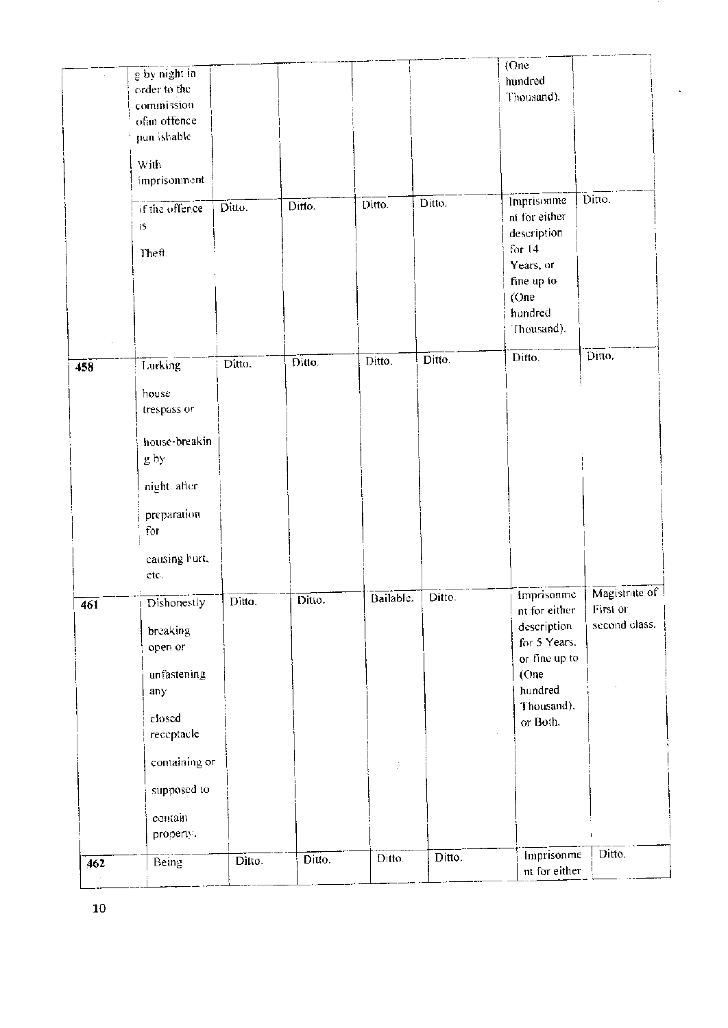| | | | | | | | |
|---|---|---|---|---|---|---|---|
| | g by night in order to the commission ofan offence pun ishable With imprisonment | | | | | (One hundred Thousand). | |
| | if the offence is Theft. | Ditto. | Ditto. | Ditto. | Ditto. | Imprisonment for either description for 14 Years, or fine up to (One hundred Thousand). | Ditto. |
| 458 | Lurking house trespass or house-breaking by night. after preparation for causing hurt, etc. | Ditto. | Ditto. | Ditto. | Ditto. | Ditto. | Ditto. |
| 461 | Dishonestly breaking open or unfastening any closed receptacle containing or supposed to contain property. | Ditto. | Ditto. | Bailable. | Ditto. | Imprisonment for either description for 5 Years. or fine up to (One hundred Thousand). or Both. | Magistrate of First or second class. |
| 462 | Being | Ditto. | Ditto. | Ditto | Ditto. | Imprisonment for either | Ditto. |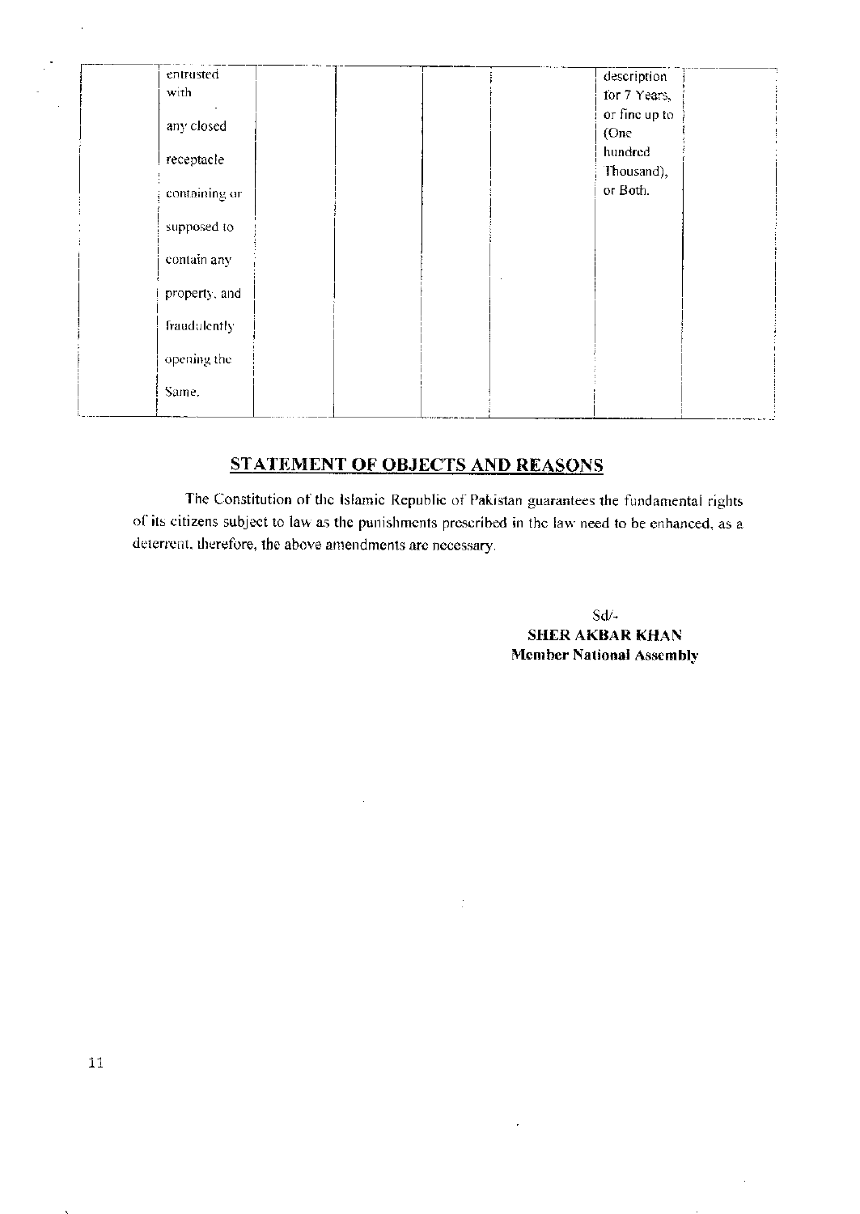| | | | | | | | |
|---|---|---|---|---|---|---|---|
| | entrusted with any closed receptacle containing or supposed to contain any property, and fraudulently opening the Same. | | | | | description for 7 Years, or fine up to (One hundred Thousand), or Both. | |

## STATEMENT OF OBJECTS AND REASONS

The Constitution of the Islamic Republic of Pakistan guarantees the fundamental rights of its citizens subject to law as the punishments prescribed in the law need to be enhanced, as a deterrent, therefore, the above amendments are necessary.

Sd/-
**SHER AKBAR KHAN**
**Member National Assembly**